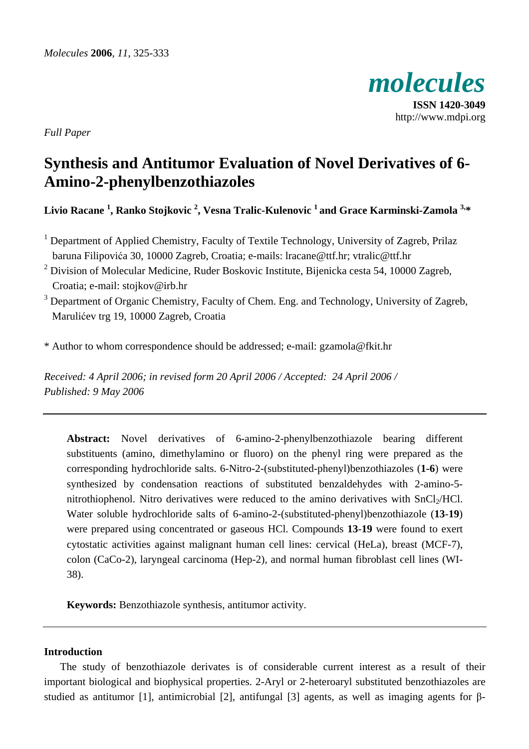*Full Paper*

# Synthesis and Antitumor Evaluation of Novel Derivatives of 6-Amino-2-phenylbenzothiazoles

**Livio Racane [1], Ranko Stojkovic [2], Vesna Tralic-Kulenovic [1] and Grace Karminski-Zamola [3,*]**

[1] Department of Applied Chemistry, Faculty of Textile Technology, University of Zagreb, Prilaz baruna Filipovića 30, 10000 Zagreb, Croatia; e-mails: lracane@ttf.hr; vtralic@ttf.hr

[2] Division of Molecular Medicine, Ruder Boskovic Institute, Bijenicka cesta 54, 10000 Zagreb, Croatia; e-mail: stojkov@irb.hr

[3] Department of Organic Chemistry, Faculty of Chem. Eng. and Technology, University of Zagreb, Marulićev trg 19, 10000 Zagreb, Croatia

\* Author to whom correspondence should be addressed; e-mail: gzamola@fkit.hr

*Received: 4 April 2006; in revised form 20 April 2006 / Accepted: 24 April 2006 / Published: 9 May 2006*

---

**Abstract:** Novel derivatives of 6-amino-2-phenylbenzothiazole bearing different substituents (amino, dimethylamino or fluoro) on the phenyl ring were prepared as the corresponding hydrochloride salts. 6-Nitro-2-(substituted-phenyl)benzothiazoles (**1-6**) were synthesized by condensation reactions of substituted benzaldehydes with 2-amino-5-nitrothiophenol. Nitro derivatives were reduced to the amino derivatives with $SnCl_2$/HCl. Water soluble hydrochloride salts of 6-amino-2-(substituted-phenyl)benzothiazole (**13**-**19**) were prepared using concentrated or gaseous HCl. Compounds **13**-**19** were found to exert cytostatic activities against malignant human cell lines: cervical (HeLa), breast (MCF-7), colon (CaCo-2), laryngeal carcinoma (Hep-2), and normal human fibroblast cell lines (WI-38).

**Keywords:** Benzothiazole synthesis, antitumor activity.

---

## Introduction

The study of benzothiazole derivates is of considerable current interest as a result of their important biological and biophysical properties. 2-Aryl or 2-heteroaryl substituted benzothiazoles are studied as antitumor [1], antimicrobial [2], antifungal [3] agents, as well as imaging agents for β-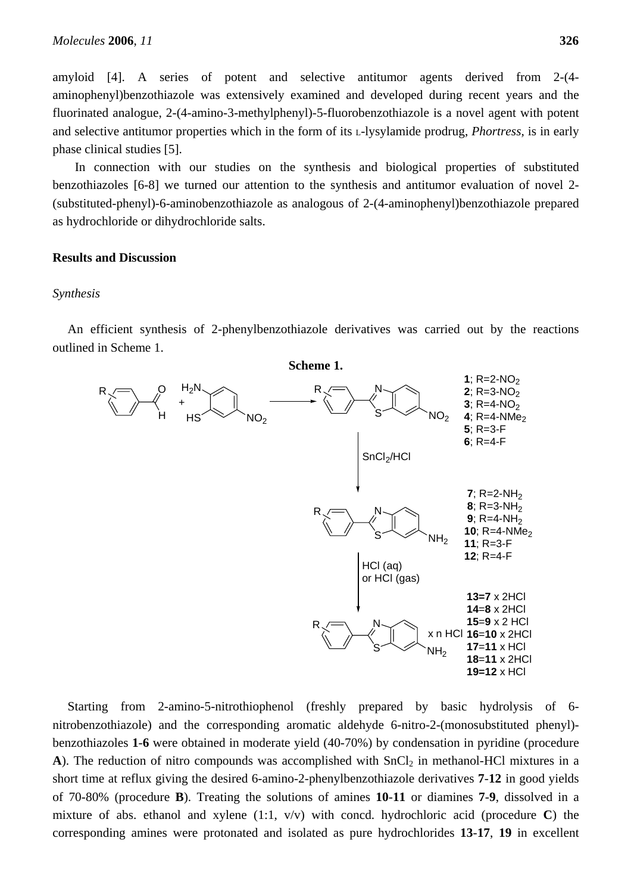amyloid [4]. A series of potent and selective antitumor agents derived from 2-(4-aminophenyl)benzothiazole was extensively examined and developed during recent years and the fluorinated analogue, 2-(4-amino-3-methylphenyl)-5-fluorobenzothiazole is a novel agent with potent and selective antitumor properties which in the form of its L-lysylamide prodrug, *Phortress*, is in early phase clinical studies [5].

In connection with our studies on the synthesis and biological properties of substituted benzothiazoles [6-8] we turned our attention to the synthesis and antitumor evaluation of novel 2-(substituted-phenyl)-6-aminobenzothiazole as analogous of 2-(4-aminophenyl)benzothiazole prepared as hydrochloride or dihydrochloride salts.

## Results and Discussion

### *Synthesis*

An efficient synthesis of 2-phenylbenzothiazole derivatives was carried out by the reactions outlined in Scheme 1.

**Scheme 1.**

**1**; R=2-$NO_2$
**2**; R=3-$NO_2$
**3**; R=4-$NO_2$
**4**; R=4-$NMe_2$
**5**; R=3-F
**6**; R=4-F

$SnCl_2$/HCl

**7**; R=2-$NH_2$
**8**; R=3-$NH_2$
**9**; R=4-$NH_2$
**10**; R=4-$NMe_2$
**11**; R=3-F
**12**; R=4-F

HCl (aq) or HCl (gas)

x n HCl

**13=7** x 2HCl
**14=8** x 2HCl
**15=9** x 2 HCl
**16=10** x 2HCl
**17=11** x HCl
**18=11** x 2HCl
**19=12** x HCl

Starting from 2-amino-5-nitrothiophenol (freshly prepared by basic hydrolysis of 6-nitrobenzothiazole) and the corresponding aromatic aldehyde 6-nitro-2-(monosubstituted phenyl)-benzothiazoles **1**-**6** were obtained in moderate yield (40-70%) by condensation in pyridine (procedure **A**). The reduction of nitro compounds was accomplished with $SnCl_2$ in methanol-HCl mixtures in a short time at reflux giving the desired 6-amino-2-phenylbenzothiazole derivatives **7**-**12** in good yields of 70-80% (procedure **B**). Treating the solutions of amines **10**-**11** or diamines **7**-**9**, dissolved in a mixture of abs. ethanol and xylene (1:1, v/v) with concd. hydrochloric acid (procedure **C**) the corresponding amines were protonated and isolated as pure hydrochlorides **13**-**17**, **19** in excellent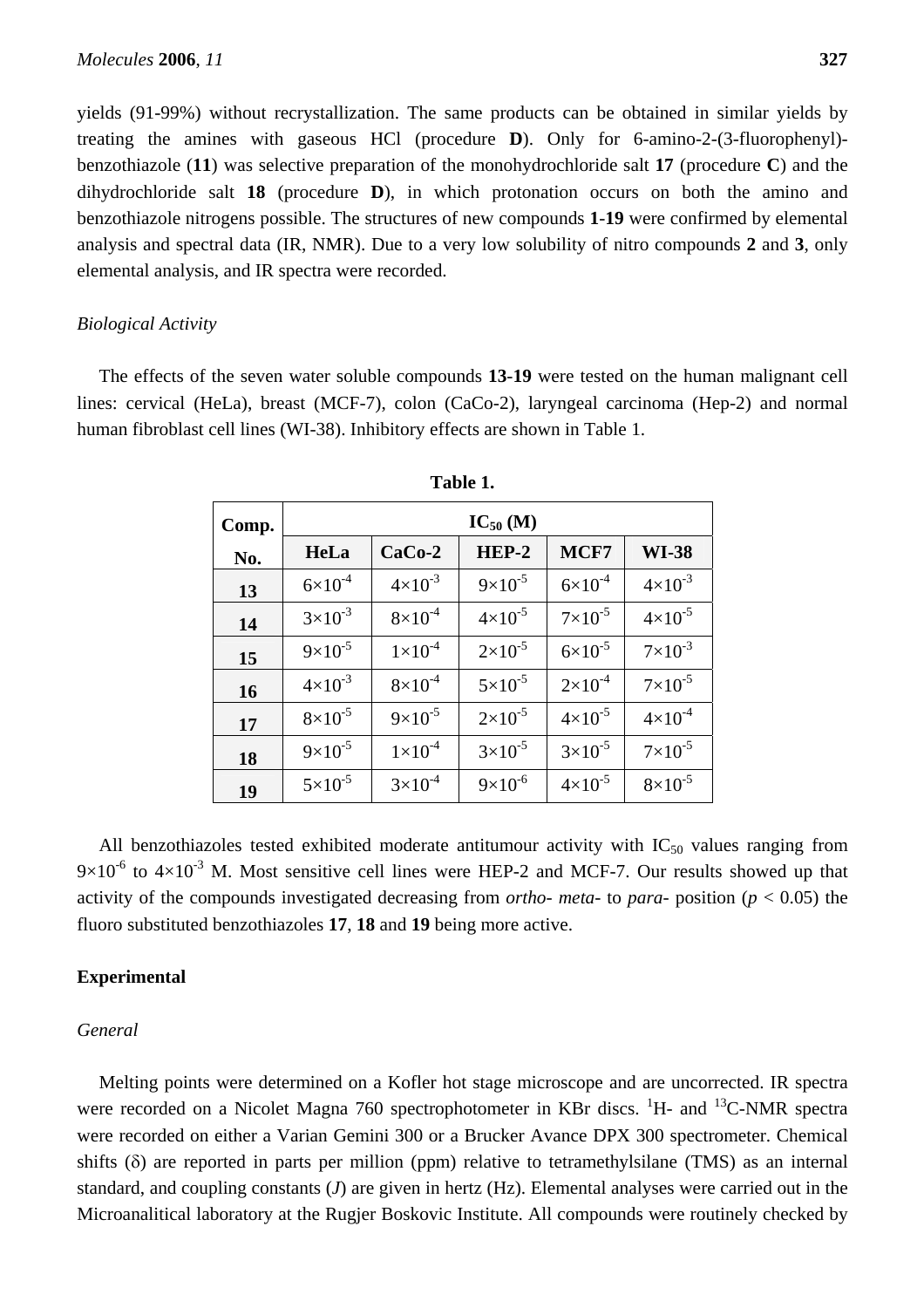yields (91-99%) without recrystallization. The same products can be obtained in similar yields by treating the amines with gaseous HCl (procedure **D**). Only for 6-amino-2-(3-fluorophenyl)-benzothiazole (**11**) was selective preparation of the monohydrochloride salt **17** (procedure **C**) and the dihydrochloride salt **18** (procedure **D**), in which protonation occurs on both the amino and benzothiazole nitrogens possible. The structures of new compounds **1**-**19** were confirmed by elemental analysis and spectral data (IR, NMR). Due to a very low solubility of nitro compounds **2** and **3**, only elemental analysis, and IR spectra were recorded.

### *Biological Activity*

The effects of the seven water soluble compounds **13**-**19** were tested on the human malignant cell lines: cervical (HeLa), breast (MCF-7), colon (CaCo-2), laryngeal carcinoma (Hep-2) and normal human fibroblast cell lines (WI-38). Inhibitory effects are shown in Table 1.

**Table 1.**

| Comp. No. | $IC_{50}$ (M) | | | | |
|---|---|---|---|---|---|
| | **HeLa** | **CaCo-2** | **HEP-2** | **MCF7** | **WI-38** |
| **13** | $6\times10^{-4}$ | $4\times10^{-3}$ | $9\times10^{-5}$ | $6\times10^{-4}$ | $4\times10^{-3}$ |
| **14** | $3\times10^{-3}$ | $8\times10^{-4}$ | $4\times10^{-5}$ | $7\times10^{-5}$ | $4\times10^{-5}$ |
| **15** | $9\times10^{-5}$ | $1\times10^{-4}$ | $2\times10^{-5}$ | $6\times10^{-5}$ | $7\times10^{-3}$ |
| **16** | $4\times10^{-3}$ | $8\times10^{-4}$ | $5\times10^{-5}$ | $2\times10^{-4}$ | $7\times10^{-5}$ |
| **17** | $8\times10^{-5}$ | $9\times10^{-5}$ | $2\times10^{-5}$ | $4\times10^{-5}$ | $4\times10^{-4}$ |
| **18** | $9\times10^{-5}$ | $1\times10^{-4}$ | $3\times10^{-5}$ | $3\times10^{-5}$ | $7\times10^{-5}$ |
| **19** | $5\times10^{-5}$ | $3\times10^{-4}$ | $9\times10^{-6}$ | $4\times10^{-5}$ | $8\times10^{-5}$ |

All benzothiazoles tested exhibited moderate antitumour activity with $IC_{50}$ values ranging from $9\times10^{-6}$ to $4\times10^{-3}$ M. Most sensitive cell lines were HEP-2 and MCF-7. Our results showed up that activity of the compounds investigated decreasing from *ortho*- *meta*- to *para*- position ($p < 0.05$) the fluoro substituted benzothiazoles **17**, **18** and **19** being more active.

## **Experimental**

### *General*

Melting points were determined on a Kofler hot stage microscope and are uncorrected. IR spectra were recorded on a Nicolet Magna 760 spectrophotometer in KBr discs. $^{1}H$- and $^{13}C$-NMR spectra were recorded on either a Varian Gemini 300 or a Brucker Avance DPX 300 spectrometer. Chemical shifts ($\delta$) are reported in parts per million (ppm) relative to tetramethylsilane (TMS) as an internal standard, and coupling constants ($J$) are given in hertz (Hz). Elemental analyses were carried out in the Microanalitical laboratory at the Rugjer Boskovic Institute. All compounds were routinely checked by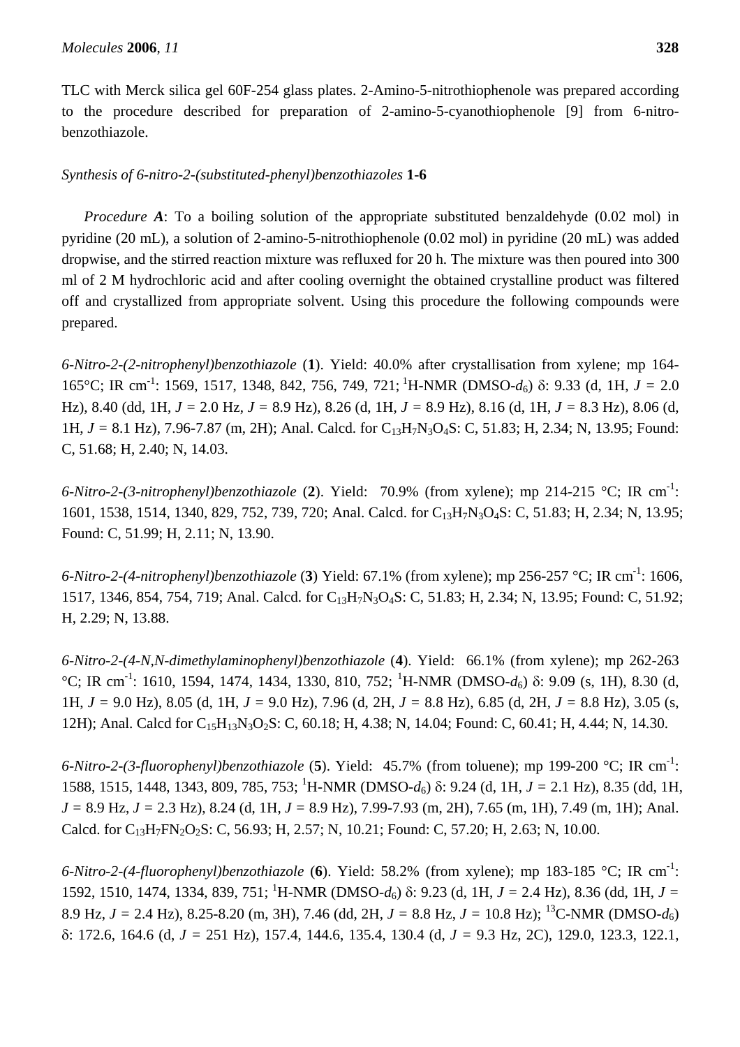TLC with Merck silica gel 60F-254 glass plates. 2-Amino-5-nitrothiophenole was prepared according to the procedure described for preparation of 2-amino-5-cyanothiophenole [9] from 6-nitro-benzothiazole.

*Synthesis of 6-nitro-2-(substituted-phenyl)benzothiazoles* **1-6**

*Procedure **A***: To a boiling solution of the appropriate substituted benzaldehyde (0.02 mol) in pyridine (20 mL), a solution of 2-amino-5-nitrothiophenole (0.02 mol) in pyridine (20 mL) was added dropwise, and the stirred reaction mixture was refluxed for 20 h. The mixture was then poured into 300 ml of 2 M hydrochloric acid and after cooling overnight the obtained crystalline product was filtered off and crystallized from appropriate solvent. Using this procedure the following compounds were prepared.

*6-Nitro-2-(2-nitrophenyl)benzothiazole* (**1**). Yield: 40.0% after crystallisation from xylene; mp 164-165°C; IR cm$^{-1}$: 1569, 1517, 1348, 842, 756, 749, 721; $^{1}$H-NMR (DMSO-$d_6$) δ: 9.33 (d, 1H, $J$ = 2.0 Hz), 8.40 (dd, 1H, $J$ = 2.0 Hz, $J$ = 8.9 Hz), 8.26 (d, 1H, $J$ = 8.9 Hz), 8.16 (d, 1H, $J$ = 8.3 Hz), 8.06 (d, 1H, $J$ = 8.1 Hz), 7.96-7.87 (m, 2H); Anal. Calcd. for $C_{13}H_7N_3O_4S$: C, 51.83; H, 2.34; N, 13.95; Found: C, 51.68; H, 2.40; N, 14.03.

*6-Nitro-2-(3-nitrophenyl)benzothiazole* (**2**). Yield: 70.9% (from xylene); mp 214-215 °C; IR cm$^{-1}$: 1601, 1538, 1514, 1340, 829, 752, 739, 720; Anal. Calcd. for $C_{13}H_7N_3O_4S$: C, 51.83; H, 2.34; N, 13.95; Found: C, 51.99; H, 2.11; N, 13.90.

*6-Nitro-2-(4-nitrophenyl)benzothiazole* (**3**) Yield: 67.1% (from xylene); mp 256-257 °C; IR cm$^{-1}$: 1606, 1517, 1346, 854, 754, 719; Anal. Calcd. for $C_{13}H_7N_3O_4S$: C, 51.83; H, 2.34; N, 13.95; Found: C, 51.92; H, 2.29; N, 13.88.

*6-Nitro-2-(4-N,N-dimethylaminophenyl)benzothiazole* (**4**). Yield: 66.1% (from xylene); mp 262-263 °C; IR cm$^{-1}$: 1610, 1594, 1474, 1434, 1330, 810, 752; $^{1}$H-NMR (DMSO-$d_6$) δ: 9.09 (s, 1H), 8.30 (d, 1H, $J$ = 9.0 Hz), 8.05 (d, 1H, $J$ = 9.0 Hz), 7.96 (d, 2H, $J$ = 8.8 Hz), 6.85 (d, 2H, $J$ = 8.8 Hz), 3.05 (s, 12H); Anal. Calcd for $C_{15}H_{13}N_3O_2S$: C, 60.18; H, 4.38; N, 14.04; Found: C, 60.41; H, 4.44; N, 14.30.

*6-Nitro-2-(3-fluorophenyl)benzothiazole* (**5**). Yield: 45.7% (from toluene); mp 199-200 °C; IR cm$^{-1}$: 1588, 1515, 1448, 1343, 809, 785, 753; $^{1}$H-NMR (DMSO-$d_6$) δ: 9.24 (d, 1H, $J$ = 2.1 Hz), 8.35 (dd, 1H, $J$ = 8.9 Hz, $J$ = 2.3 Hz), 8.24 (d, 1H, $J$ = 8.9 Hz), 7.99-7.93 (m, 2H), 7.65 (m, 1H), 7.49 (m, 1H); Anal. Calcd. for $C_{13}H_7FN_2O_2S$: C, 56.93; H, 2.57; N, 10.21; Found: C, 57.20; H, 2.63; N, 10.00.

*6-Nitro-2-(4-fluorophenyl)benzothiazole* (**6**). Yield: 58.2% (from xylene); mp 183-185 °C; IR cm$^{-1}$: 1592, 1510, 1474, 1334, 839, 751; $^{1}$H-NMR (DMSO-$d_6$) δ: 9.23 (d, 1H, $J$ = 2.4 Hz), 8.36 (dd, 1H, $J$ = 8.9 Hz, $J$ = 2.4 Hz), 8.25-8.20 (m, 3H), 7.46 (dd, 2H, $J$ = 8.8 Hz, $J$ = 10.8 Hz); $^{13}$C-NMR (DMSO-$d_6$) δ: 172.6, 164.6 (d, $J$ = 251 Hz), 157.4, 144.6, 135.4, 130.4 (d, $J$ = 9.3 Hz, 2C), 129.0, 123.3, 122.1,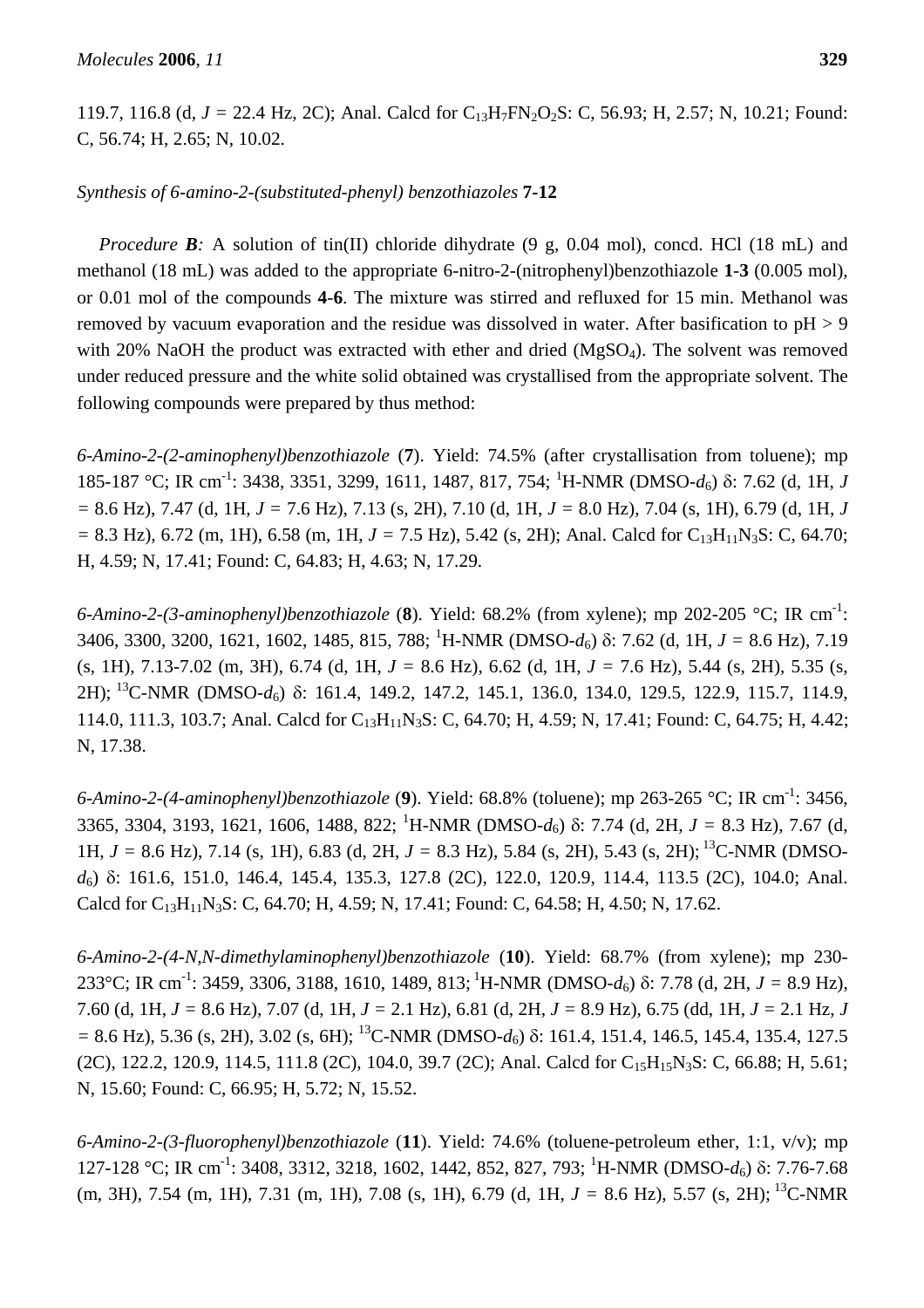119.7, 116.8 (d, *J* = 22.4 Hz, 2C); Anal. Calcd for $C_{13}H_7FN_2O_2S$: C, 56.93; H, 2.57; N, 10.21; Found: C, 56.74; H, 2.65; N, 10.02.

*Synthesis of 6-amino-2-(substituted-phenyl) benzothiazoles* **7-12**

*Procedure **B**:* A solution of tin(II) chloride dihydrate (9 g, 0.04 mol), concd. HCl (18 mL) and methanol (18 mL) was added to the appropriate 6-nitro-2-(nitrophenyl)benzothiazole **1-3** (0.005 mol), or 0.01 mol of the compounds **4-6**. The mixture was stirred and refluxed for 15 min. Methanol was removed by vacuum evaporation and the residue was dissolved in water. After basification to pH > 9 with 20% NaOH the product was extracted with ether and dried ($MgSO_4$). The solvent was removed under reduced pressure and the white solid obtained was crystallised from the appropriate solvent. The following compounds were prepared by thus method:

*6-Amino-2-(2-aminophenyl)benzothiazole* (**7**). Yield: 74.5% (after crystallisation from toluene); mp 185-187 °C; IR $cm^{-1}$: 3438, 3351, 3299, 1611, 1487, 817, 754; $^1$H-NMR (DMSO-$d_6$) δ: 7.62 (d, 1H, *J* = 8.6 Hz), 7.47 (d, 1H, *J* = 7.6 Hz), 7.13 (s, 2H), 7.10 (d, 1H, *J* = 8.0 Hz), 7.04 (s, 1H), 6.79 (d, 1H, *J* = 8.3 Hz), 6.72 (m, 1H), 6.58 (m, 1H, *J* = 7.5 Hz), 5.42 (s, 2H); Anal. Calcd for $C_{13}H_{11}N_3S$: C, 64.70; H, 4.59; N, 17.41; Found: C, 64.83; H, 4.63; N, 17.29.

*6-Amino-2-(3-aminophenyl)benzothiazole* (**8**). Yield: 68.2% (from xylene); mp 202-205 °C; IR $cm^{-1}$: 3406, 3300, 3200, 1621, 1602, 1485, 815, 788; $^1$H-NMR (DMSO-$d_6$) δ: 7.62 (d, 1H, *J* = 8.6 Hz), 7.19 (s, 1H), 7.13-7.02 (m, 3H), 6.74 (d, 1H, *J* = 8.6 Hz), 6.62 (d, 1H, *J* = 7.6 Hz), 5.44 (s, 2H), 5.35 (s, 2H); $^{13}$C-NMR (DMSO-$d_6$) δ: 161.4, 149.2, 147.2, 145.1, 136.0, 134.0, 129.5, 122.9, 115.7, 114.9, 114.0, 111.3, 103.7; Anal. Calcd for $C_{13}H_{11}N_3S$: C, 64.70; H, 4.59; N, 17.41; Found: C, 64.75; H, 4.42; N, 17.38.

*6-Amino-2-(4-aminophenyl)benzothiazole* (**9**). Yield: 68.8% (toluene); mp 263-265 °C; IR $cm^{-1}$: 3456, 3365, 3304, 3193, 1621, 1606, 1488, 822; $^1$H-NMR (DMSO-$d_6$) δ: 7.74 (d, 2H, *J* = 8.3 Hz), 7.67 (d, 1H, *J* = 8.6 Hz), 7.14 (s, 1H), 6.83 (d, 2H, *J* = 8.3 Hz), 5.84 (s, 2H), 5.43 (s, 2H); $^{13}$C-NMR (DMSO-$d_6$) δ: 161.6, 151.0, 146.4, 145.4, 135.3, 127.8 (2C), 122.0, 120.9, 114.4, 113.5 (2C), 104.0; Anal. Calcd for $C_{13}H_{11}N_3S$: C, 64.70; H, 4.59; N, 17.41; Found: C, 64.58; H, 4.50; N, 17.62.

*6-Amino-2-(4-N,N-dimethylaminophenyl)benzothiazole* (**10**). Yield: 68.7% (from xylene); mp 230-233°C; IR $cm^{-1}$: 3459, 3306, 3188, 1610, 1489, 813; $^1$H-NMR (DMSO-$d_6$) δ: 7.78 (d, 2H, *J* = 8.9 Hz), 7.60 (d, 1H, *J* = 8.6 Hz), 7.07 (d, 1H, *J* = 2.1 Hz), 6.81 (d, 2H, *J* = 8.9 Hz), 6.75 (dd, 1H, *J* = 2.1 Hz, *J* = 8.6 Hz), 5.36 (s, 2H), 3.02 (s, 6H); $^{13}$C-NMR (DMSO-$d_6$) δ: 161.4, 151.4, 146.5, 145.4, 135.4, 127.5 (2C), 122.2, 120.9, 114.5, 111.8 (2C), 104.0, 39.7 (2C); Anal. Calcd for $C_{15}H_{15}N_3S$: C, 66.88; H, 5.61; N, 15.60; Found: C, 66.95; H, 5.72; N, 15.52.

*6-Amino-2-(3-fluorophenyl)benzothiazole* (**11**). Yield: 74.6% (toluene-petroleum ether, 1:1, v/v); mp 127-128 °C; IR $cm^{-1}$: 3408, 3312, 3218, 1602, 1442, 852, 827, 793; $^1$H-NMR (DMSO-$d_6$) δ: 7.76-7.68 (m, 3H), 7.54 (m, 1H), 7.31 (m, 1H), 7.08 (s, 1H), 6.79 (d, 1H, *J* = 8.6 Hz), 5.57 (s, 2H); $^{13}$C-NMR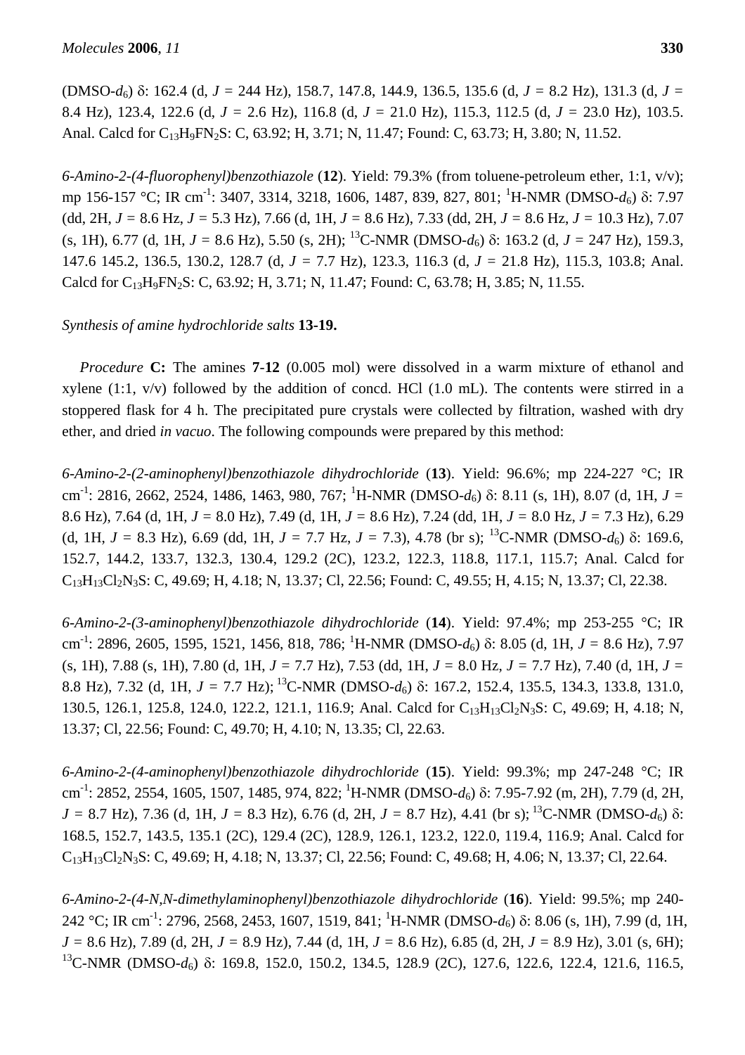(DMSO-$d_6$) δ: 162.4 (d, $J$ = 244 Hz), 158.7, 147.8, 144.9, 136.5, 135.6 (d, $J$ = 8.2 Hz), 131.3 (d, $J$ = 8.4 Hz), 123.4, 122.6 (d, $J$ = 2.6 Hz), 116.8 (d, $J$ = 21.0 Hz), 115.3, 112.5 (d, $J$ = 23.0 Hz), 103.5. Anal. Calcd for $C_{13}H_9FN_2S$: C, 63.92; H, 3.71; N, 11.47; Found: C, 63.73; H, 3.80; N, 11.52.

*6-Amino-2-(4-fluorophenyl)benzothiazole* (**12**). Yield: 79.3% (from toluene-petroleum ether, 1:1, v/v); mp 156-157 °C; IR cm$^{-1}$: 3407, 3314, 3218, 1606, 1487, 839, 827, 801; $^1$H-NMR (DMSO-$d_6$) δ: 7.97 (dd, 2H, $J$ = 8.6 Hz, $J$ = 5.3 Hz), 7.66 (d, 1H, $J$ = 8.6 Hz), 7.33 (dd, 2H, $J$ = 8.6 Hz, $J$ = 10.3 Hz), 7.07 (s, 1H), 6.77 (d, 1H, $J$ = 8.6 Hz), 5.50 (s, 2H); $^{13}$C-NMR (DMSO-$d_6$) δ: 163.2 (d, $J$ = 247 Hz), 159.3, 147.6 145.2, 136.5, 130.2, 128.7 (d, $J$ = 7.7 Hz), 123.3, 116.3 (d, $J$ = 21.8 Hz), 115.3, 103.8; Anal. Calcd for $C_{13}H_9FN_2S$: C, 63.92; H, 3.71; N, 11.47; Found: C, 63.78; H, 3.85; N, 11.55.

*Synthesis of amine hydrochloride salts* **13-19.**

*Procedure* **C:** The amines **7**-**12** (0.005 mol) were dissolved in a warm mixture of ethanol and xylene (1:1, v/v) followed by the addition of concd. HCl (1.0 mL). The contents were stirred in a stoppered flask for 4 h. The precipitated pure crystals were collected by filtration, washed with dry ether, and dried *in vacuo*. The following compounds were prepared by this method:

*6-Amino-2-(2-aminophenyl)benzothiazole dihydrochloride* (**13**). Yield: 96.6%; mp 224-227 °C; IR cm$^{-1}$: 2816, 2662, 2524, 1486, 1463, 980, 767; $^1$H-NMR (DMSO-$d_6$) δ: 8.11 (s, 1H), 8.07 (d, 1H, $J$ = 8.6 Hz), 7.64 (d, 1H, $J$ = 8.0 Hz), 7.49 (d, 1H, $J$ = 8.6 Hz), 7.24 (dd, 1H, $J$ = 8.0 Hz, $J$ = 7.3 Hz), 6.29 (d, 1H, $J$ = 8.3 Hz), 6.69 (dd, 1H, $J$ = 7.7 Hz, $J$ = 7.3), 4.78 (br s); $^{13}$C-NMR (DMSO-$d_6$) δ: 169.6, 152.7, 144.2, 133.7, 132.3, 130.4, 129.2 (2C), 123.2, 122.3, 118.8, 117.1, 115.7; Anal. Calcd for $C_{13}H_{13}Cl_2N_3S$: C, 49.69; H, 4.18; N, 13.37; Cl, 22.56; Found: C, 49.55; H, 4.15; N, 13.37; Cl, 22.38.

*6-Amino-2-(3-aminophenyl)benzothiazole dihydrochloride* (**14**). Yield: 97.4%; mp 253-255 °C; IR cm$^{-1}$: 2896, 2605, 1595, 1521, 1456, 818, 786; $^1$H-NMR (DMSO-$d_6$) δ: 8.05 (d, 1H, $J$ = 8.6 Hz), 7.97 (s, 1H), 7.88 (s, 1H), 7.80 (d, 1H, $J$ = 7.7 Hz), 7.53 (dd, 1H, $J$ = 8.0 Hz, $J$ = 7.7 Hz), 7.40 (d, 1H, $J$ = 8.8 Hz), 7.32 (d, 1H, $J$ = 7.7 Hz); $^{13}$C-NMR (DMSO-$d_6$) δ: 167.2, 152.4, 135.5, 134.3, 133.8, 131.0, 130.5, 126.1, 125.8, 124.0, 122.2, 121.1, 116.9; Anal. Calcd for $C_{13}H_{13}Cl_2N_3S$: C, 49.69; H, 4.18; N, 13.37; Cl, 22.56; Found: C, 49.70; H, 4.10; N, 13.35; Cl, 22.63.

*6-Amino-2-(4-aminophenyl)benzothiazole dihydrochloride* (**15**). Yield: 99.3%; mp 247-248 °C; IR cm$^{-1}$: 2852, 2554, 1605, 1507, 1485, 974, 822; $^1$H-NMR (DMSO-$d_6$) δ: 7.95-7.92 (m, 2H), 7.79 (d, 2H, $J$ = 8.7 Hz), 7.36 (d, 1H, $J$ = 8.3 Hz), 6.76 (d, 2H, $J$ = 8.7 Hz), 4.41 (br s); $^{13}$C-NMR (DMSO-$d_6$) δ: 168.5, 152.7, 143.5, 135.1 (2C), 129.4 (2C), 128.9, 126.1, 123.2, 122.0, 119.4, 116.9; Anal. Calcd for $C_{13}H_{13}Cl_2N_3S$: C, 49.69; H, 4.18; N, 13.37; Cl, 22.56; Found: C, 49.68; H, 4.06; N, 13.37; Cl, 22.64.

*6-Amino-2-(4-N,N-dimethylaminophenyl)benzothiazole dihydrochloride* (**16**). Yield: 99.5%; mp 240-242 °C; IR cm$^{-1}$: 2796, 2568, 2453, 1607, 1519, 841; $^1$H-NMR (DMSO-$d_6$) δ: 8.06 (s, 1H), 7.99 (d, 1H, $J$ = 8.6 Hz), 7.89 (d, 2H, $J$ = 8.9 Hz), 7.44 (d, 1H, $J$ = 8.6 Hz), 6.85 (d, 2H, $J$ = 8.9 Hz), 3.01 (s, 6H); $^{13}$C-NMR (DMSO-$d_6$) δ: 169.8, 152.0, 150.2, 134.5, 128.9 (2C), 127.6, 122.6, 122.4, 121.6, 116.5,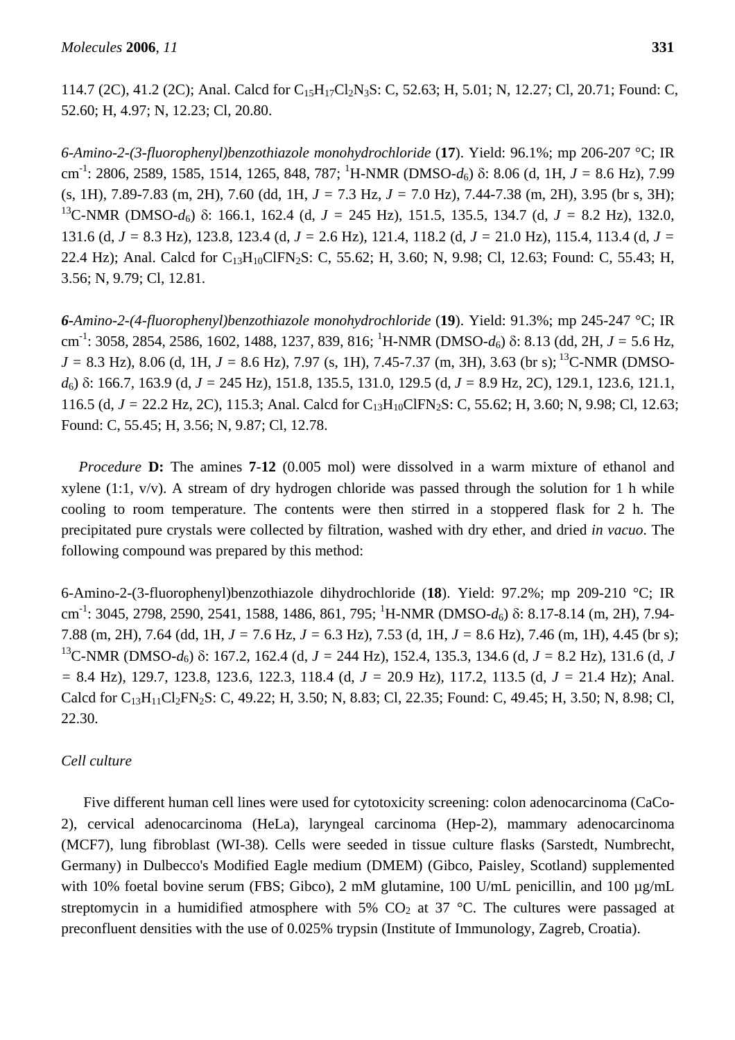114.7 (2C), 41.2 (2C); Anal. Calcd for $C_{15}H_{17}Cl_2N_3S$: C, 52.63; H, 5.01; N, 12.27; Cl, 20.71; Found: C, 52.60; H, 4.97; N, 12.23; Cl, 20.80.

*6-Amino-2-(3-fluorophenyl)benzothiazole monohydrochloride* (**17**). Yield: 96.1%; mp 206-207 °C; IR $cm^{-1}$: 2806, 2589, 1585, 1514, 1265, 848, 787; $^1$H-NMR (DMSO-$d_6$) δ: 8.06 (d, 1H, *J* = 8.6 Hz), 7.99 (s, 1H), 7.89-7.83 (m, 2H), 7.60 (dd, 1H, *J* = 7.3 Hz, *J* = 7.0 Hz), 7.44-7.38 (m, 2H), 3.95 (br s, 3H); $^{13}$C-NMR (DMSO-$d_6$) δ: 166.1, 162.4 (d, *J* = 245 Hz), 151.5, 135.5, 134.7 (d, *J* = 8.2 Hz), 132.0, 131.6 (d, *J* = 8.3 Hz), 123.8, 123.4 (d, *J* = 2.6 Hz), 121.4, 118.2 (d, *J* = 21.0 Hz), 115.4, 113.4 (d, *J* = 22.4 Hz); Anal. Calcd for $C_{13}H_{10}ClFN_2S$: C, 55.62; H, 3.60; N, 9.98; Cl, 12.63; Found: C, 55.43; H, 3.56; N, 9.79; Cl, 12.81.

*6-Amino-2-(4-fluorophenyl)benzothiazole monohydrochloride* (**19**). Yield: 91.3%; mp 245-247 °C; IR $cm^{-1}$: 3058, 2854, 2586, 1602, 1488, 1237, 839, 816; $^1$H-NMR (DMSO-$d_6$) δ: 8.13 (dd, 2H, *J* = 5.6 Hz, *J* = 8.3 Hz), 8.06 (d, 1H, *J* = 8.6 Hz), 7.97 (s, 1H), 7.45-7.37 (m, 3H), 3.63 (br s); $^{13}$C-NMR (DMSO-$d_6$) δ: 166.7, 163.9 (d, *J* = 245 Hz), 151.8, 135.5, 131.0, 129.5 (d, *J* = 8.9 Hz, 2C), 129.1, 123.6, 121.1, 116.5 (d, *J* = 22.2 Hz, 2C), 115.3; Anal. Calcd for $C_{13}H_{10}ClFN_2S$: C, 55.62; H, 3.60; N, 9.98; Cl, 12.63; Found: C, 55.45; H, 3.56; N, 9.87; Cl, 12.78.

*Procedure* **D:** The amines **7**-**12** (0.005 mol) were dissolved in a warm mixture of ethanol and xylene (1:1, v/v). A stream of dry hydrogen chloride was passed through the solution for 1 h while cooling to room temperature. The contents were then stirred in a stoppered flask for 2 h. The precipitated pure crystals were collected by filtration, washed with dry ether, and dried *in vacuo*. The following compound was prepared by this method:

6-Amino-2-(3-fluorophenyl)benzothiazole dihydrochloride (**18**). Yield: 97.2%; mp 209-210 °C; IR $cm^{-1}$: 3045, 2798, 2590, 2541, 1588, 1486, 861, 795; $^1$H-NMR (DMSO-$d_6$) δ: 8.17-8.14 (m, 2H), 7.94-7.88 (m, 2H), 7.64 (dd, 1H, *J* = 7.6 Hz, *J* = 6.3 Hz), 7.53 (d, 1H, *J* = 8.6 Hz), 7.46 (m, 1H), 4.45 (br s); $^{13}$C-NMR (DMSO-$d_6$) δ: 167.2, 162.4 (d, *J* = 244 Hz), 152.4, 135.3, 134.6 (d, *J* = 8.2 Hz), 131.6 (d, *J* = 8.4 Hz), 129.7, 123.8, 123.6, 122.3, 118.4 (d, *J* = 20.9 Hz), 117.2, 113.5 (d, *J* = 21.4 Hz); Anal. Calcd for $C_{13}H_{11}Cl_2FN_2S$: C, 49.22; H, 3.50; N, 8.83; Cl, 22.35; Found: C, 49.45; H, 3.50; N, 8.98; Cl, 22.30.

*Cell culture*

Five different human cell lines were used for cytotoxicity screening: colon adenocarcinoma (CaCo-2), cervical adenocarcinoma (HeLa), laryngeal carcinoma (Hep-2), mammary adenocarcinoma (MCF7), lung fibroblast (WI-38). Cells were seeded in tissue culture flasks (Sarstedt, Numbrecht, Germany) in Dulbecco's Modified Eagle medium (DMEM) (Gibco, Paisley, Scotland) supplemented with 10% foetal bovine serum (FBS; Gibco), 2 mM glutamine, 100 U/mL penicillin, and 100 µg/mL streptomycin in a humidified atmosphere with 5% $CO_2$ at 37 °C. The cultures were passaged at preconfluent densities with the use of 0.025% trypsin (Institute of Immunology, Zagreb, Croatia).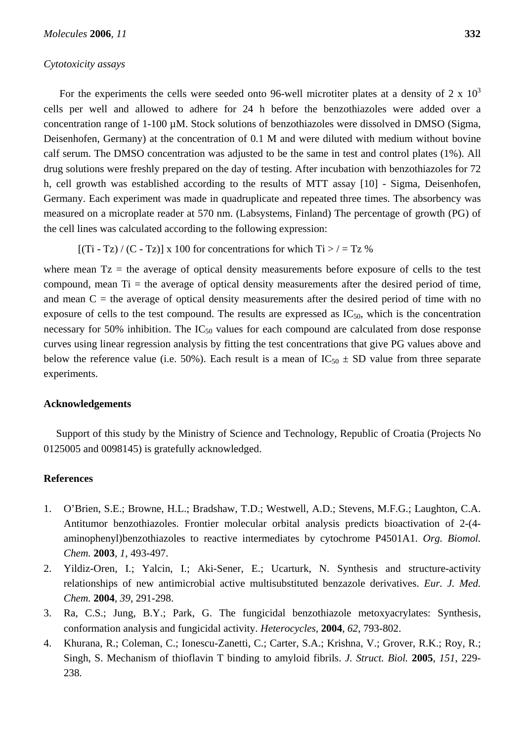*Cytotoxicity assays*

For the experiments the cells were seeded onto 96-well microtiter plates at a density of 2 x $10^3$ cells per well and allowed to adhere for 24 h before the benzothiazoles were added over a concentration range of 1-100 µM. Stock solutions of benzothiazoles were dissolved in DMSO (Sigma, Deisenhofen, Germany) at the concentration of 0.1 M and were diluted with medium without bovine calf serum. The DMSO concentration was adjusted to be the same in test and control plates (1%). All drug solutions were freshly prepared on the day of testing. After incubation with benzothiazoles for 72 h, cell growth was established according to the results of MTT assay [10] - Sigma, Deisenhofen, Germany. Each experiment was made in quadruplicate and repeated three times. The absorbency was measured on a microplate reader at 570 nm. (Labsystems, Finland) The percentage of growth (PG) of the cell lines was calculated according to the following expression:

$$[(Ti - Tz) / (C - Tz)] \times 100 \text{ for concentrations for which } Ti \geq Tz \ \%$$

where mean Tz = the average of optical density measurements before exposure of cells to the test compound, mean Ti = the average of optical density measurements after the desired period of time, and mean C = the average of optical density measurements after the desired period of time with no exposure of cells to the test compound. The results are expressed as $IC_{50}$, which is the concentration necessary for 50% inhibition. The $IC_{50}$ values for each compound are calculated from dose response curves using linear regression analysis by fitting the test concentrations that give PG values above and below the reference value (i.e. 50%). Each result is a mean of $IC_{50} \pm$ SD value from three separate experiments.

## Acknowledgements

Support of this study by the Ministry of Science and Technology, Republic of Croatia (Projects No 0125005 and 0098145) is gratefully acknowledged.

## References

1. O'Brien, S.E.; Browne, H.L.; Bradshaw, T.D.; Westwell, A.D.; Stevens, M.F.G.; Laughton, C.A. Antitumor benzothiazoles. Frontier molecular orbital analysis predicts bioactivation of 2-(4-aminophenyl)benzothiazoles to reactive intermediates by cytochrome P4501A1. *Org. Biomol. Chem.* **2003**, *1*, 493-497.
2. Yildiz-Oren, I.; Yalcin, I.; Aki-Sener, E.; Ucarturk, N. Synthesis and structure-activity relationships of new antimicrobial active multisubstituted benzazole derivatives. *Eur. J. Med. Chem.* **2004**, *39*, 291-298.
3. Ra, C.S.; Jung, B.Y.; Park, G. The fungicidal benzothiazole metoxyacrylates: Synthesis, conformation analysis and fungicidal activity. *Heterocycles*, **2004**, *62*, 793-802.
4. Khurana, R.; Coleman, C.; Ionescu-Zanetti, C.; Carter, S.A.; Krishna, V.; Grover, R.K.; Roy, R.; Singh, S. Mechanism of thioflavin T binding to amyloid fibrils. *J. Struct. Biol.* **2005**, *151*, 229-238.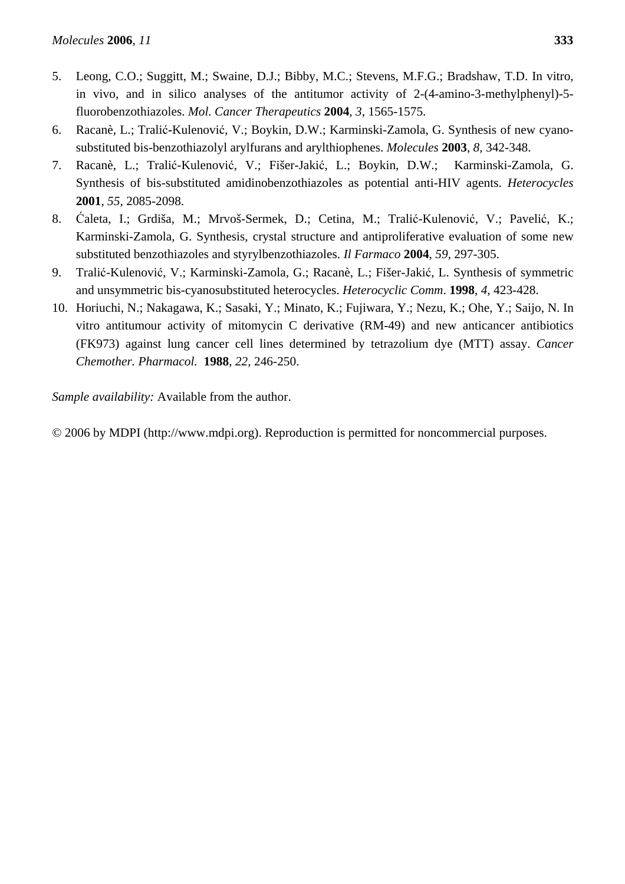5. Leong, C.O.; Suggitt, M.; Swaine, D.J.; Bibby, M.C.; Stevens, M.F.G.; Bradshaw, T.D. In vitro, in vivo, and in silico analyses of the antitumor activity of 2-(4-amino-3-methylphenyl)-5-fluorobenzothiazoles. *Mol. Cancer Therapeutics* **2004**, *3*, 1565-1575.
6. Racanè, L.; Tralić-Kulenović, V.; Boykin, D.W.; Karminski-Zamola, G. Synthesis of new cyano-substituted bis-benzothiazolyl arylfurans and arylthiophenes. *Molecules* **2003**, *8*, 342-348.
7. Racanè, L.; Tralić-Kulenović, V.; Fišer-Jakić, L.; Boykin, D.W.; Karminski-Zamola, G. Synthesis of bis-substituted amidinobenzothiazoles as potential anti-HIV agents. *Heterocycles* **2001**, *55*, 2085-2098.
8. Ćaleta, I.; Grdiša, M.; Mrvoš-Sermek, D.; Cetina, M.; Tralić-Kulenović, V.; Pavelić, K.; Karminski-Zamola, G. Synthesis, crystal structure and antiproliferative evaluation of some new substituted benzothiazoles and styrylbenzothiazoles. *Il Farmaco* **2004**, *59*, 297-305.
9. Tralić-Kulenović, V.; Karminski-Zamola, G.; Racanè, L.; Fišer-Jakić, L. Synthesis of symmetric and unsymmetric bis-cyanosubstituted heterocycles. *Heterocyclic Comm*. **1998**, *4*, 423-428.
10. Horiuchi, N.; Nakagawa, K.; Sasaki, Y.; Minato, K.; Fujiwara, Y.; Nezu, K.; Ohe, Y.; Saijo, N. In vitro antitumour activity of mitomycin C derivative (RM-49) and new anticancer antibiotics (FK973) against lung cancer cell lines determined by tetrazolium dye (MTT) assay. *Cancer Chemother. Pharmacol.* **1988**, *22*, 246-250.

*Sample availability:* Available from the author.

© 2006 by MDPI (http://www.mdpi.org). Reproduction is permitted for noncommercial purposes.